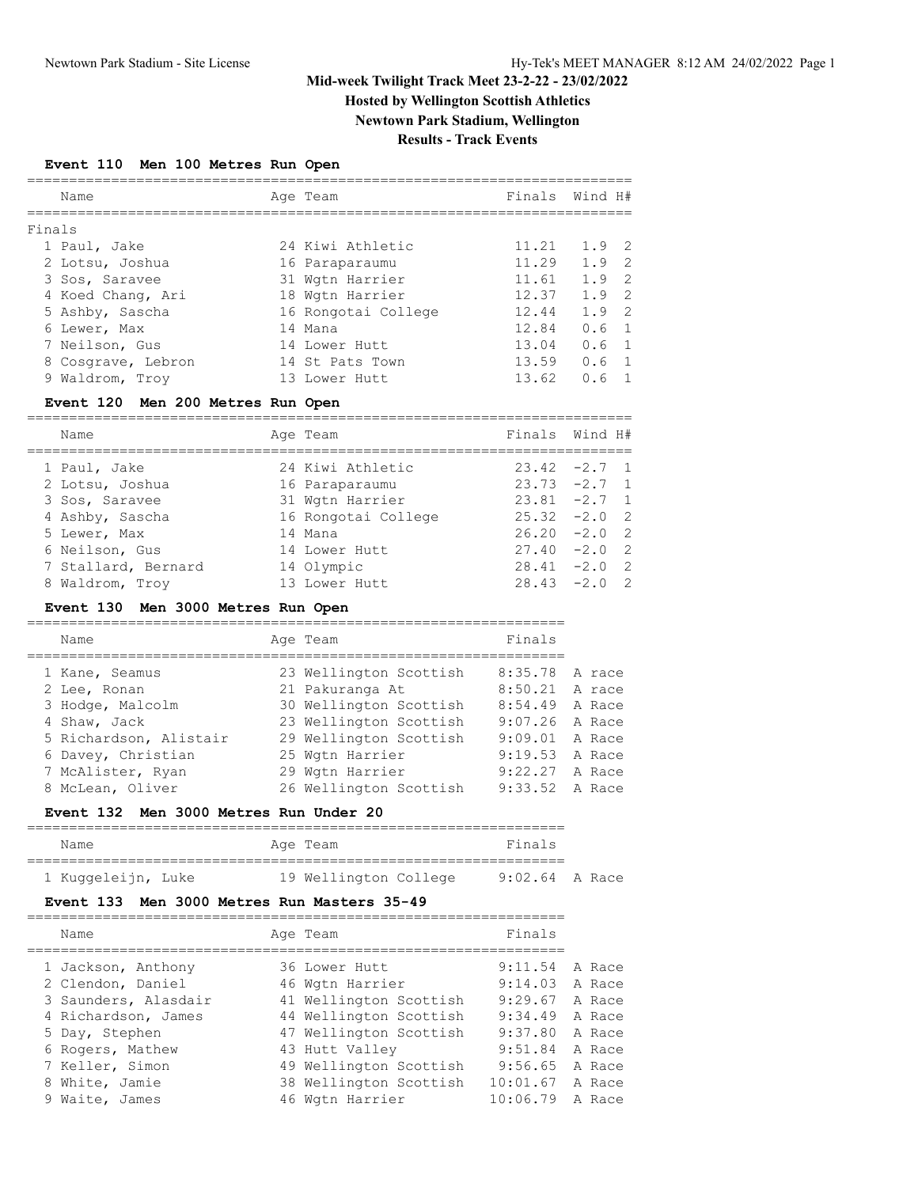# Mid-week Twilight Track Meet 23-2-22 - 23/02/2022

## Hosted by Wellington Scottish Athletics

## Newtown Park Stadium, Wellington

## Results - Track Events

### Event 110 Men 100 Metres Run Open

| | Name | Age | Team | Finals | Wind | H# |
|---|---|---|---|---|---|---|
| **Finals** | | | | | | |
| 1 | Paul, Jake | 24 | Kiwi Athletic | 11.21 | 1.9 | 2 |
| 2 | Lotsu, Joshua | 16 | Paraparaumu | 11.29 | 1.9 | 2 |
| 3 | Sos, Saravee | 31 | Wgtn Harrier | 11.61 | 1.9 | 2 |
| 4 | Koed Chang, Ari | 18 | Wgtn Harrier | 12.37 | 1.9 | 2 |
| 5 | Ashby, Sascha | 16 | Rongotai College | 12.44 | 1.9 | 2 |
| 6 | Lewer, Max | 14 | Mana | 12.84 | 0.6 | 1 |
| 7 | Neilson, Gus | 14 | Lower Hutt | 13.04 | 0.6 | 1 |
| 8 | Cosgrave, Lebron | 14 | St Pats Town | 13.59 | 0.6 | 1 |
| 9 | Waldrom, Troy | 13 | Lower Hutt | 13.62 | 0.6 | 1 |

### Event 120 Men 200 Metres Run Open

| | Name | Age | Team | Finals | Wind | H# |
|---|---|---|---|---|---|---|
| 1 | Paul, Jake | 24 | Kiwi Athletic | 23.42 | -2.7 | 1 |
| 2 | Lotsu, Joshua | 16 | Paraparaumu | 23.73 | -2.7 | 1 |
| 3 | Sos, Saravee | 31 | Wgtn Harrier | 23.81 | -2.7 | 1 |
| 4 | Ashby, Sascha | 16 | Rongotai College | 25.32 | -2.0 | 2 |
| 5 | Lewer, Max | 14 | Mana | 26.20 | -2.0 | 2 |
| 6 | Neilson, Gus | 14 | Lower Hutt | 27.40 | -2.0 | 2 |
| 7 | Stallard, Bernard | 14 | Olympic | 28.41 | -2.0 | 2 |
| 8 | Waldrom, Troy | 13 | Lower Hutt | 28.43 | -2.0 | 2 |

### Event 130 Men 3000 Metres Run Open

| | Name | Age | Team | Finals | |
|---|---|---|---|---|---|
| 1 | Kane, Seamus | 23 | Wellington Scottish | 8:35.78 | A race |
| 2 | Lee, Ronan | 21 | Pakuranga At | 8:50.21 | A race |
| 3 | Hodge, Malcolm | 30 | Wellington Scottish | 8:54.49 | A Race |
| 4 | Shaw, Jack | 23 | Wellington Scottish | 9:07.26 | A Race |
| 5 | Richardson, Alistair | 29 | Wellington Scottish | 9:09.01 | A Race |
| 6 | Davey, Christian | 25 | Wgtn Harrier | 9:19.53 | A Race |
| 7 | McAlister, Ryan | 29 | Wgtn Harrier | 9:22.27 | A Race |
| 8 | McLean, Oliver | 26 | Wellington Scottish | 9:33.52 | A Race |

### Event 132 Men 3000 Metres Run Under 20

| | Name | Age | Team | Finals | |
|---|---|---|---|---|---|
| 1 | Kuggeleijn, Luke | 19 | Wellington College | 9:02.64 | A Race |

### Event 133 Men 3000 Metres Run Masters 35-49

| | Name | Age | Team | Finals | |
|---|---|---|---|---|---|
| 1 | Jackson, Anthony | 36 | Lower Hutt | 9:11.54 | A Race |
| 2 | Clendon, Daniel | 46 | Wgtn Harrier | 9:14.03 | A Race |
| 3 | Saunders, Alasdair | 41 | Wellington Scottish | 9:29.67 | A Race |
| 4 | Richardson, James | 44 | Wellington Scottish | 9:34.49 | A Race |
| 5 | Day, Stephen | 47 | Wellington Scottish | 9:37.80 | A Race |
| 6 | Rogers, Mathew | 43 | Hutt Valley | 9:51.84 | A Race |
| 7 | Keller, Simon | 49 | Wellington Scottish | 9:56.65 | A Race |
| 8 | White, Jamie | 38 | Wellington Scottish | 10:01.67 | A Race |
| 9 | Waite, James | 46 | Wgtn Harrier | 10:06.79 | A Race |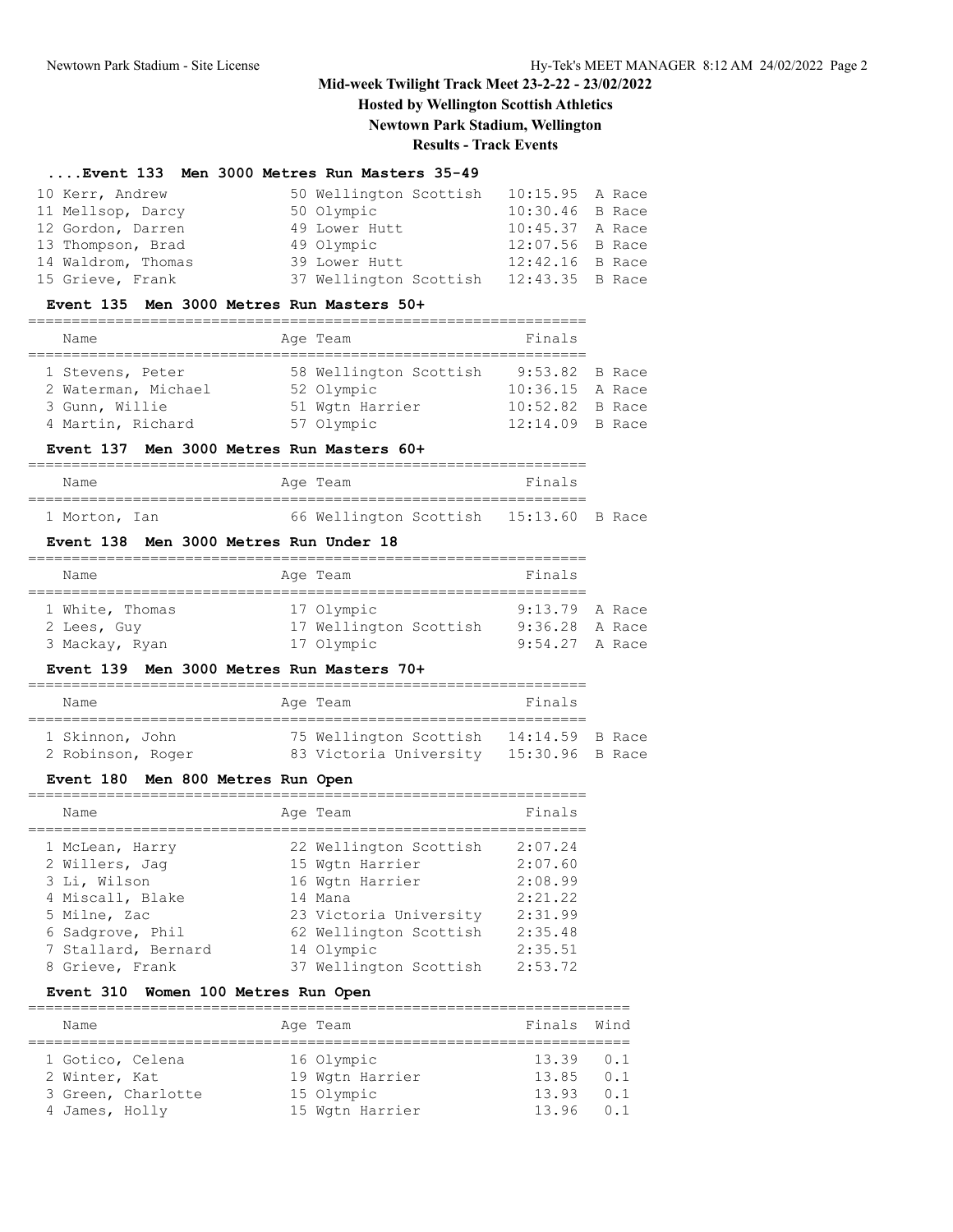# Mid-week Twilight Track Meet 23-2-22 - 23/02/2022

**Hosted by Wellington Scottish Athletics**

**Newtown Park Stadium, Wellington**

**Results - Track Events**

### ....Event 133 Men 3000 Metres Run Masters 35-49

| | Name | Age | Team | Finals | |
|---|---|---|---|---|---|
| 10 | Kerr, Andrew | 50 | Wellington Scottish | 10:15.95 | A Race |
| 11 | Mellsop, Darcy | 50 | Olympic | 10:30.46 | B Race |
| 12 | Gordon, Darren | 49 | Lower Hutt | 10:45.37 | A Race |
| 13 | Thompson, Brad | 49 | Olympic | 12:07.56 | B Race |
| 14 | Waldrom, Thomas | 39 | Lower Hutt | 12:42.16 | B Race |
| 15 | Grieve, Frank | 37 | Wellington Scottish | 12:43.35 | B Race |

### Event 135 Men 3000 Metres Run Masters 50+

| | Name | Age | Team | Finals | |
|---|---|---|---|---|---|
| 1 | Stevens, Peter | 58 | Wellington Scottish | 9:53.82 | B Race |
| 2 | Waterman, Michael | 52 | Olympic | 10:36.15 | A Race |
| 3 | Gunn, Willie | 51 | Wgtn Harrier | 10:52.82 | B Race |
| 4 | Martin, Richard | 57 | Olympic | 12:14.09 | B Race |

### Event 137 Men 3000 Metres Run Masters 60+

| | Name | Age | Team | Finals | |
|---|---|---|---|---|---|
| 1 | Morton, Ian | 66 | Wellington Scottish | 15:13.60 | B Race |

### Event 138 Men 3000 Metres Run Under 18

| | Name | Age | Team | Finals | |
|---|---|---|---|---|---|
| 1 | White, Thomas | 17 | Olympic | 9:13.79 | A Race |
| 2 | Lees, Guy | 17 | Wellington Scottish | 9:36.28 | A Race |
| 3 | Mackay, Ryan | 17 | Olympic | 9:54.27 | A Race |

### Event 139 Men 3000 Metres Run Masters 70+

| | Name | Age | Team | Finals | |
|---|---|---|---|---|---|
| 1 | Skinnon, John | 75 | Wellington Scottish | 14:14.59 | B Race |
| 2 | Robinson, Roger | 83 | Victoria University | 15:30.96 | B Race |

### Event 180 Men 800 Metres Run Open

| | Name | Age | Team | Finals |
|---|---|---|---|---|
| 1 | McLean, Harry | 22 | Wellington Scottish | 2:07.24 |
| 2 | Willers, Jag | 15 | Wgtn Harrier | 2:07.60 |
| 3 | Li, Wilson | 16 | Wgtn Harrier | 2:08.99 |
| 4 | Miscall, Blake | 14 | Mana | 2:21.22 |
| 5 | Milne, Zac | 23 | Victoria University | 2:31.99 |
| 6 | Sadgrove, Phil | 62 | Wellington Scottish | 2:35.48 |
| 7 | Stallard, Bernard | 14 | Olympic | 2:35.51 |
| 8 | Grieve, Frank | 37 | Wellington Scottish | 2:53.72 |

### Event 310 Women 100 Metres Run Open

| | Name | Age | Team | Finals | Wind |
|---|---|---|---|---|---|
| 1 | Gotico, Celena | 16 | Olympic | 13.39 | 0.1 |
| 2 | Winter, Kat | 19 | Wgtn Harrier | 13.85 | 0.1 |
| 3 | Green, Charlotte | 15 | Olympic | 13.93 | 0.1 |
| 4 | James, Holly | 15 | Wgtn Harrier | 13.96 | 0.1 |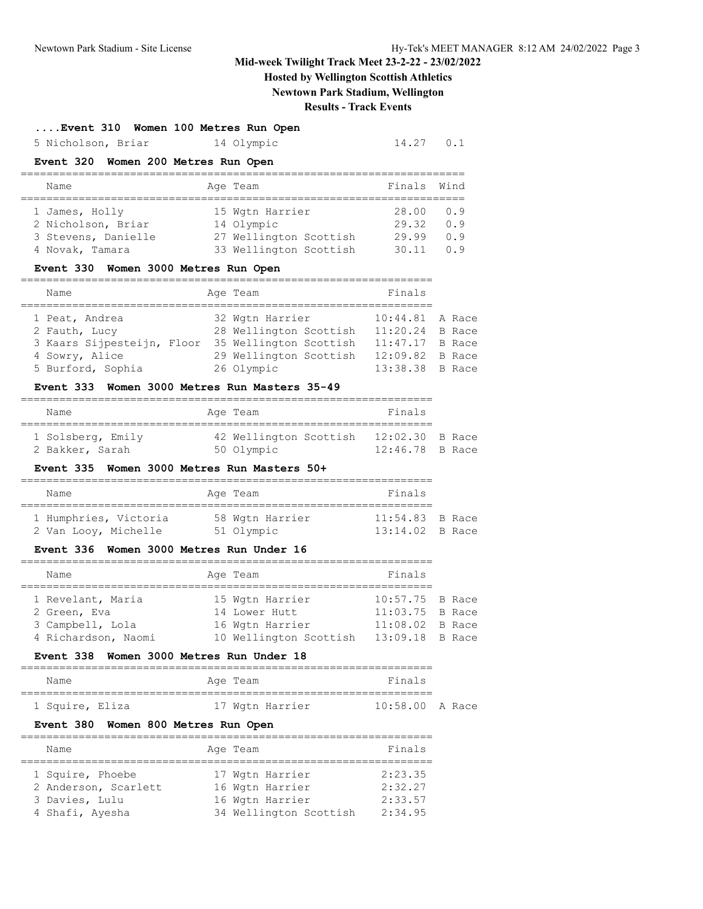# Mid-week Twilight Track Meet 23-2-22 - 23/02/2022

## Hosted by Wellington Scottish Athletics

## Newtown Park Stadium, Wellington

## Results - Track Events

### ....Event 310 Women 100 Metres Run Open

| Name | Age | Team | Finals | Wind |
|---|---|---|---|---|
| 5 Nicholson, Briar | 14 | Olympic | 14.27 | 0.1 |

### Event 320 Women 200 Metres Run Open

| Name | Age | Team | Finals | Wind |
|---|---|---|---|---|
| 1 James, Holly | 15 | Wgtn Harrier | 28.00 | 0.9 |
| 2 Nicholson, Briar | 14 | Olympic | 29.32 | 0.9 |
| 3 Stevens, Danielle | 27 | Wellington Scottish | 29.99 | 0.9 |
| 4 Novak, Tamara | 33 | Wellington Scottish | 30.11 | 0.9 |

### Event 330 Women 3000 Metres Run Open

| Name | Age | Team | Finals | |
|---|---|---|---|---|
| 1 Peat, Andrea | 32 | Wgtn Harrier | 10:44.81 | A Race |
| 2 Fauth, Lucy | 28 | Wellington Scottish | 11:20.24 | B Race |
| 3 Kaars Sijpesteijn, Floor | 35 | Wellington Scottish | 11:47.17 | B Race |
| 4 Sowry, Alice | 29 | Wellington Scottish | 12:09.82 | B Race |
| 5 Burford, Sophia | 26 | Olympic | 13:38.38 | B Race |

### Event 333 Women 3000 Metres Run Masters 35-49

| Name | Age | Team | Finals | |
|---|---|---|---|---|
| 1 Solsberg, Emily | 42 | Wellington Scottish | 12:02.30 | B Race |
| 2 Bakker, Sarah | 50 | Olympic | 12:46.78 | B Race |

### Event 335 Women 3000 Metres Run Masters 50+

| Name | Age | Team | Finals | |
|---|---|---|---|---|
| 1 Humphries, Victoria | 58 | Wgtn Harrier | 11:54.83 | B Race |
| 2 Van Looy, Michelle | 51 | Olympic | 13:14.02 | B Race |

### Event 336 Women 3000 Metres Run Under 16

| Name | Age | Team | Finals | |
|---|---|---|---|---|
| 1 Revelant, Maria | 15 | Wgtn Harrier | 10:57.75 | B Race |
| 2 Green, Eva | 14 | Lower Hutt | 11:03.75 | B Race |
| 3 Campbell, Lola | 16 | Wgtn Harrier | 11:08.02 | B Race |
| 4 Richardson, Naomi | 10 | Wellington Scottish | 13:09.18 | B Race |

### Event 338 Women 3000 Metres Run Under 18

| Name | Age | Team | Finals | |
|---|---|---|---|---|
| 1 Squire, Eliza | 17 | Wgtn Harrier | 10:58.00 | A Race |

### Event 380 Women 800 Metres Run Open

| Name | Age | Team | Finals |
|---|---|---|---|
| 1 Squire, Phoebe | 17 | Wgtn Harrier | 2:23.35 |
| 2 Anderson, Scarlett | 16 | Wgtn Harrier | 2:32.27 |
| 3 Davies, Lulu | 16 | Wgtn Harrier | 2:33.57 |
| 4 Shafi, Ayesha | 34 | Wellington Scottish | 2:34.95 |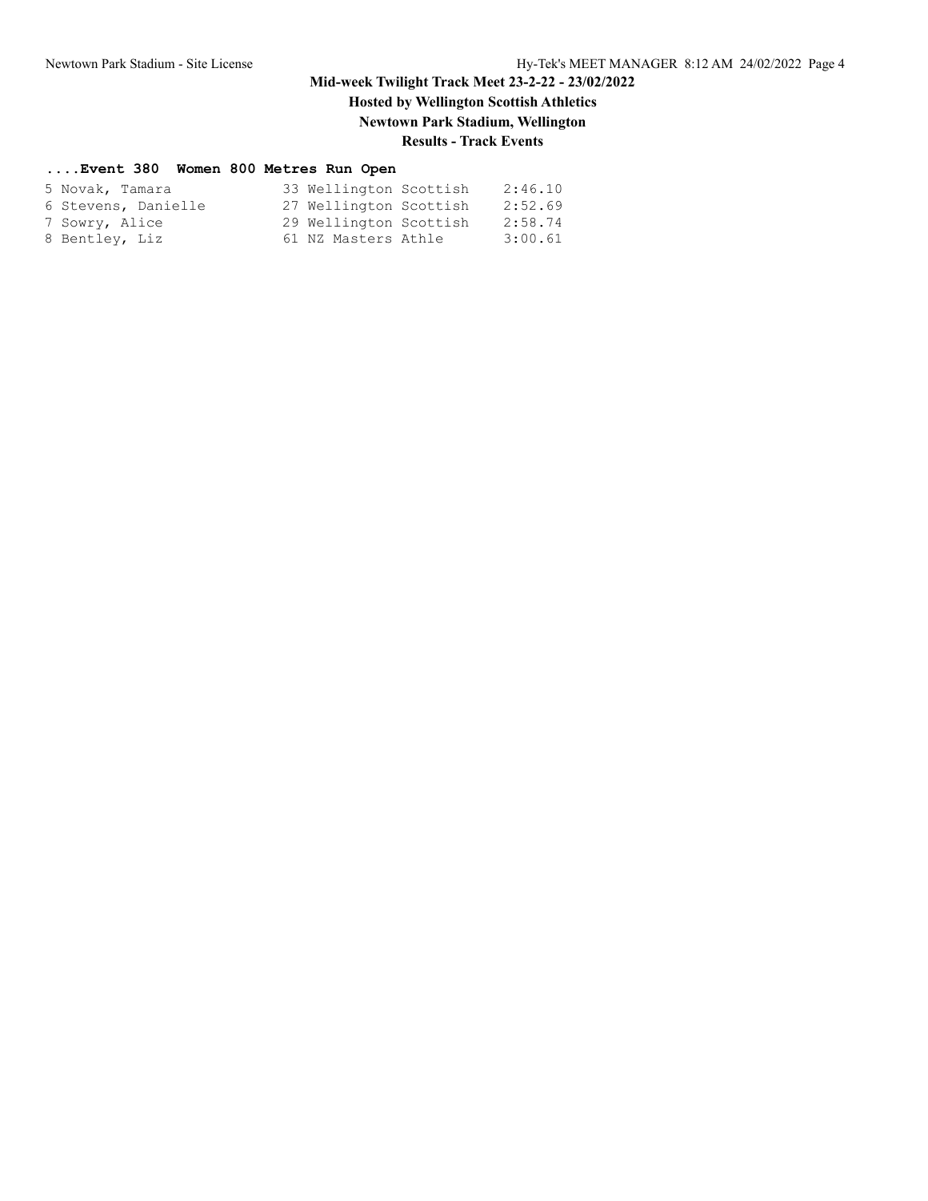# Mid-week Twilight Track Meet 23-2-22 - 23/02/2022

## Hosted by Wellington Scottish Athletics

## Newtown Park Stadium, Wellington

## Results - Track Events

### ....Event 380  Women 800 Metres Run Open

| | | | | |
|---|---|---|---|---|
| 5 | Novak, Tamara | 33 | Wellington Scottish | 2:46.10 |
| 6 | Stevens, Danielle | 27 | Wellington Scottish | 2:52.69 |
| 7 | Sowry, Alice | 29 | Wellington Scottish | 2:58.74 |
| 8 | Bentley, Liz | 61 | NZ Masters Athle | 3:00.61 |